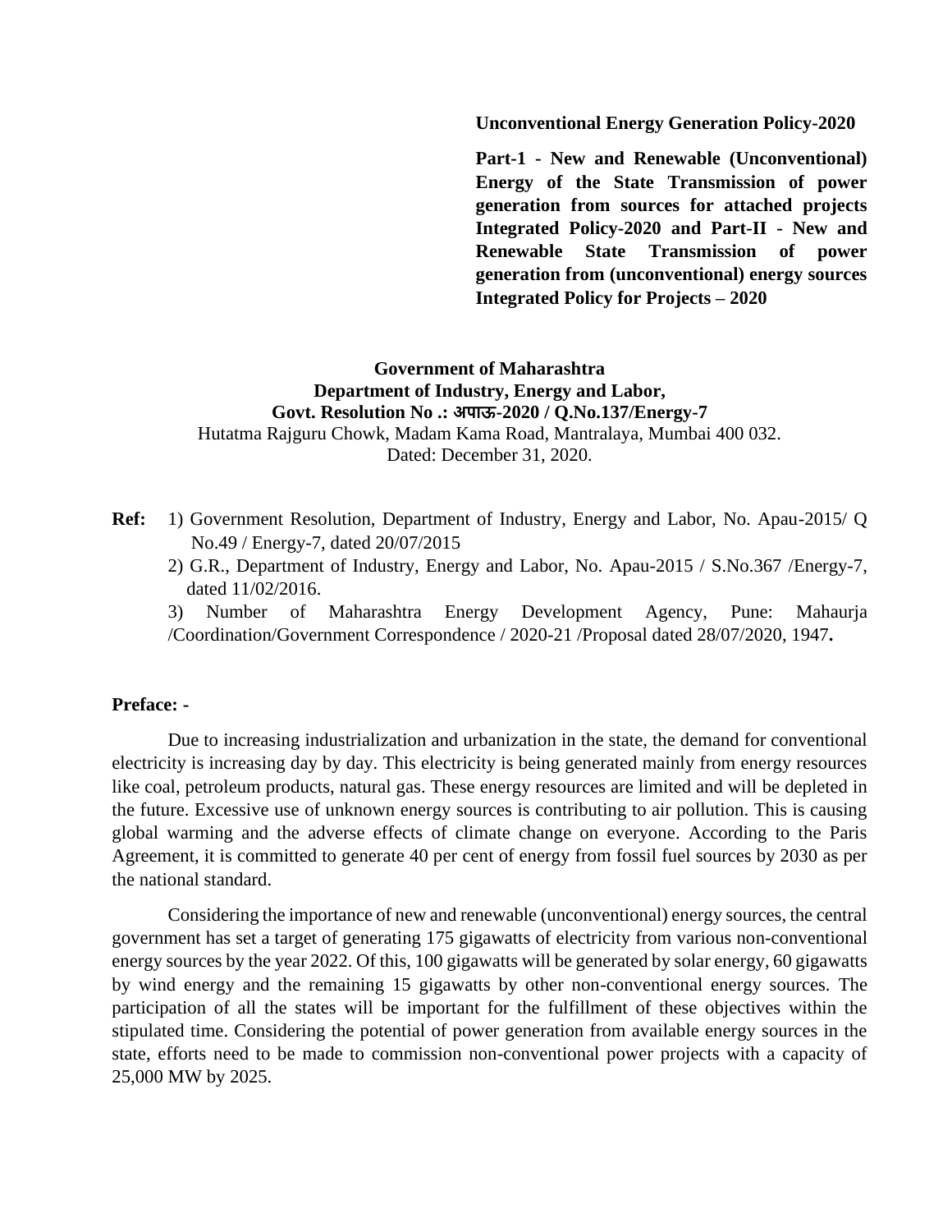**Unconventional Energy Generation Policy-2020**

**Part-1 - New and Renewable (Unconventional) Energy of the State Transmission of power generation from sources for attached projects Integrated Policy-2020 and Part-II - New and Renewable State Transmission of power generation from (unconventional) energy sources Integrated Policy for Projects – 2020**

**Government of Maharashtra**
**Department of Industry, Energy and Labor,**
**Govt. Resolution No .: अपाऊ-2020 / Q.No.137/Energy-7**
Hutatma Rajguru Chowk, Madam Kama Road, Mantralaya, Mumbai 400 032.
Dated: December 31, 2020.

**Ref:**
1) Government Resolution, Department of Industry, Energy and Labor, No. Apau-2015/ Q No.49 / Energy-7, dated 20/07/2015
2) G.R., Department of Industry, Energy and Labor, No. Apau-2015 / S.No.367 /Energy-7, dated 11/02/2016.
3) Number of Maharashtra Energy Development Agency, Pune: Mahaurja /Coordination/Government Correspondence / 2020-21 /Proposal dated 28/07/2020, 1947**.**

**Preface: -**

Due to increasing industrialization and urbanization in the state, the demand for conventional electricity is increasing day by day. This electricity is being generated mainly from energy resources like coal, petroleum products, natural gas. These energy resources are limited and will be depleted in the future. Excessive use of unknown energy sources is contributing to air pollution. This is causing global warming and the adverse effects of climate change on everyone. According to the Paris Agreement, it is committed to generate 40 per cent of energy from fossil fuel sources by 2030 as per the national standard.

Considering the importance of new and renewable (unconventional) energy sources, the central government has set a target of generating 175 gigawatts of electricity from various non-conventional energy sources by the year 2022. Of this, 100 gigawatts will be generated by solar energy, 60 gigawatts by wind energy and the remaining 15 gigawatts by other non-conventional energy sources. The participation of all the states will be important for the fulfillment of these objectives within the stipulated time. Considering the potential of power generation from available energy sources in the state, efforts need to be made to commission non-conventional power projects with a capacity of 25,000 MW by 2025.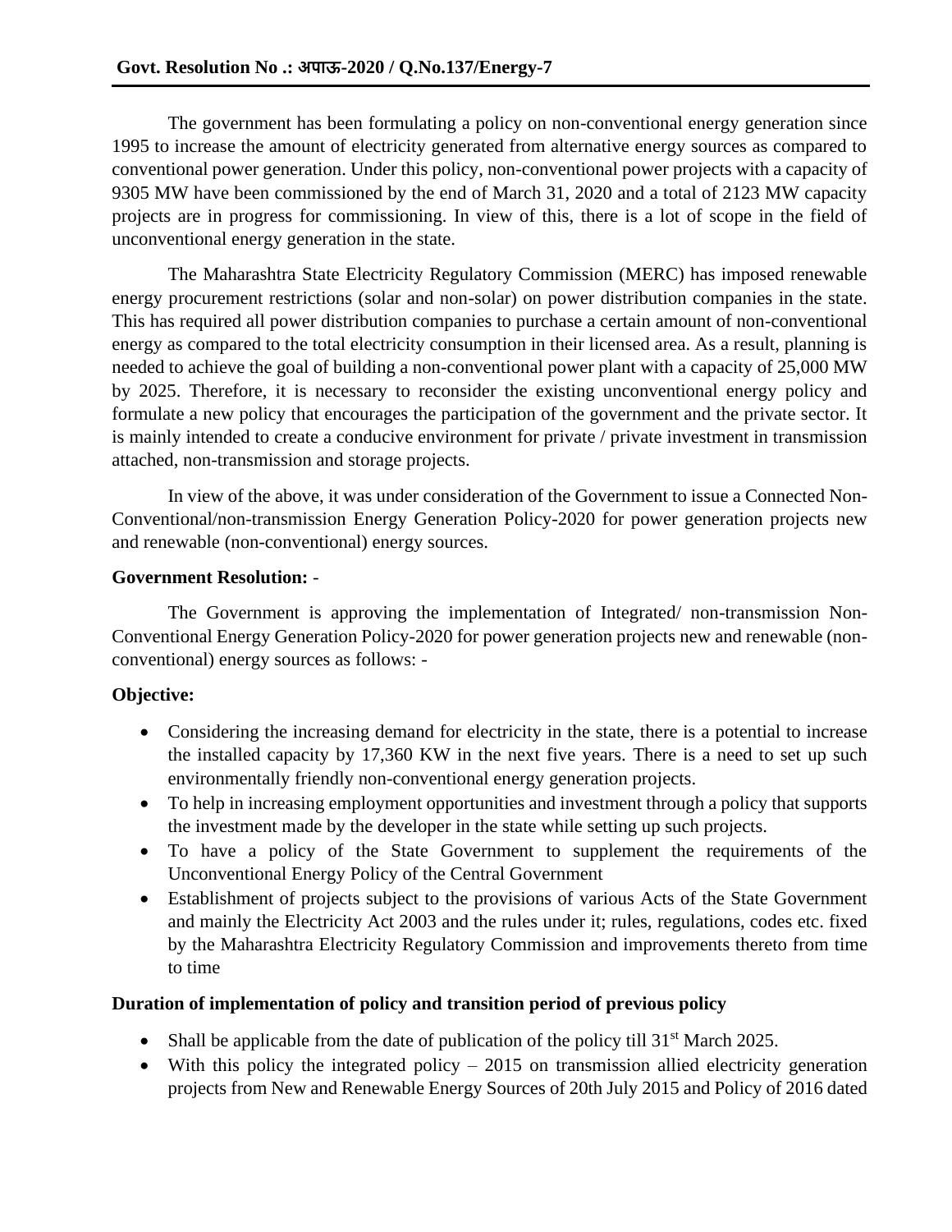The government has been formulating a policy on non-conventional energy generation since 1995 to increase the amount of electricity generated from alternative energy sources as compared to conventional power generation. Under this policy, non-conventional power projects with a capacity of 9305 MW have been commissioned by the end of March 31, 2020 and a total of 2123 MW capacity projects are in progress for commissioning. In view of this, there is a lot of scope in the field of unconventional energy generation in the state.

The Maharashtra State Electricity Regulatory Commission (MERC) has imposed renewable energy procurement restrictions (solar and non-solar) on power distribution companies in the state. This has required all power distribution companies to purchase a certain amount of non-conventional energy as compared to the total electricity consumption in their licensed area. As a result, planning is needed to achieve the goal of building a non-conventional power plant with a capacity of 25,000 MW by 2025. Therefore, it is necessary to reconsider the existing unconventional energy policy and formulate a new policy that encourages the participation of the government and the private sector. It is mainly intended to create a conducive environment for private / private investment in transmission attached, non-transmission and storage projects.

In view of the above, it was under consideration of the Government to issue a Connected Non-Conventional/non-transmission Energy Generation Policy-2020 for power generation projects new and renewable (non-conventional) energy sources.

**Government Resolution:** -

The Government is approving the implementation of Integrated/ non-transmission Non-Conventional Energy Generation Policy-2020 for power generation projects new and renewable (non-conventional) energy sources as follows: -

**Objective:**

- Considering the increasing demand for electricity in the state, there is a potential to increase the installed capacity by 17,360 KW in the next five years. There is a need to set up such environmentally friendly non-conventional energy generation projects.
- To help in increasing employment opportunities and investment through a policy that supports the investment made by the developer in the state while setting up such projects.
- To have a policy of the State Government to supplement the requirements of the Unconventional Energy Policy of the Central Government
- Establishment of projects subject to the provisions of various Acts of the State Government and mainly the Electricity Act 2003 and the rules under it; rules, regulations, codes etc. fixed by the Maharashtra Electricity Regulatory Commission and improvements thereto from time to time

**Duration of implementation of policy and transition period of previous policy**

- Shall be applicable from the date of publication of the policy till 31st March 2025.
- With this policy the integrated policy – 2015 on transmission allied electricity generation projects from New and Renewable Energy Sources of 20th July 2015 and Policy of 2016 dated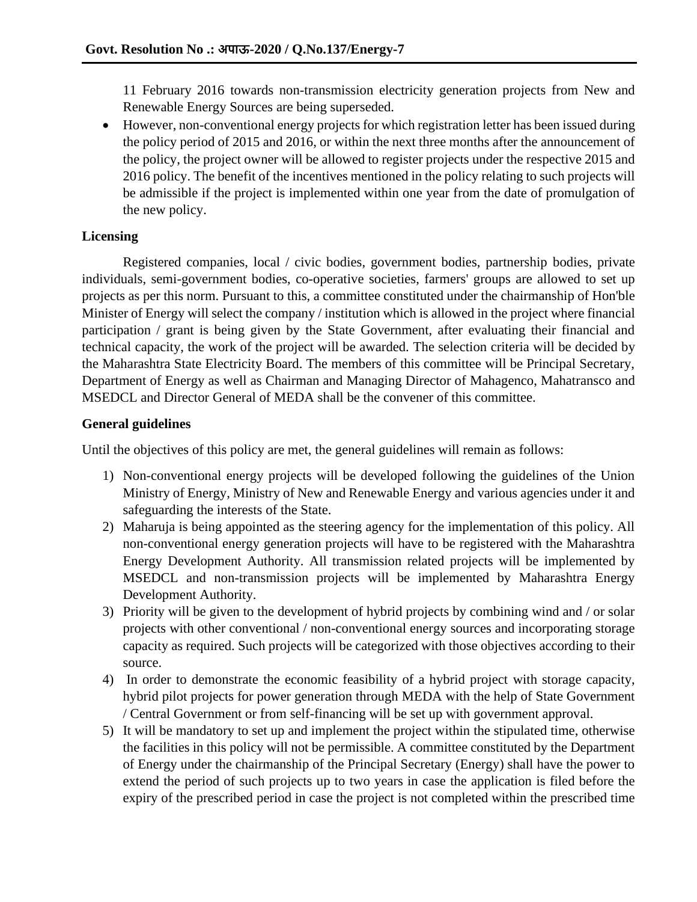11 February 2016 towards non-transmission electricity generation projects from New and Renewable Energy Sources are being superseded.

- However, non-conventional energy projects for which registration letter has been issued during the policy period of 2015 and 2016, or within the next three months after the announcement of the policy, the project owner will be allowed to register projects under the respective 2015 and 2016 policy. The benefit of the incentives mentioned in the policy relating to such projects will be admissible if the project is implemented within one year from the date of promulgation of the new policy.

**Licensing**

Registered companies, local / civic bodies, government bodies, partnership bodies, private individuals, semi-government bodies, co-operative societies, farmers' groups are allowed to set up projects as per this norm. Pursuant to this, a committee constituted under the chairmanship of Hon'ble Minister of Energy will select the company / institution which is allowed in the project where financial participation / grant is being given by the State Government, after evaluating their financial and technical capacity, the work of the project will be awarded. The selection criteria will be decided by the Maharashtra State Electricity Board. The members of this committee will be Principal Secretary, Department of Energy as well as Chairman and Managing Director of Mahagenco, Mahatransco and MSEDCL and Director General of MEDA shall be the convener of this committee.

**General guidelines**

Until the objectives of this policy are met, the general guidelines will remain as follows:

1) Non-conventional energy projects will be developed following the guidelines of the Union Ministry of Energy, Ministry of New and Renewable Energy and various agencies under it and safeguarding the interests of the State.
2) Maharuja is being appointed as the steering agency for the implementation of this policy. All non-conventional energy generation projects will have to be registered with the Maharashtra Energy Development Authority. All transmission related projects will be implemented by MSEDCL and non-transmission projects will be implemented by Maharashtra Energy Development Authority.
3) Priority will be given to the development of hybrid projects by combining wind and / or solar projects with other conventional / non-conventional energy sources and incorporating storage capacity as required. Such projects will be categorized with those objectives according to their source.
4) In order to demonstrate the economic feasibility of a hybrid project with storage capacity, hybrid pilot projects for power generation through MEDA with the help of State Government / Central Government or from self-financing will be set up with government approval.
5) It will be mandatory to set up and implement the project within the stipulated time, otherwise the facilities in this policy will not be permissible. A committee constituted by the Department of Energy under the chairmanship of the Principal Secretary (Energy) shall have the power to extend the period of such projects up to two years in case the application is filed before the expiry of the prescribed period in case the project is not completed within the prescribed time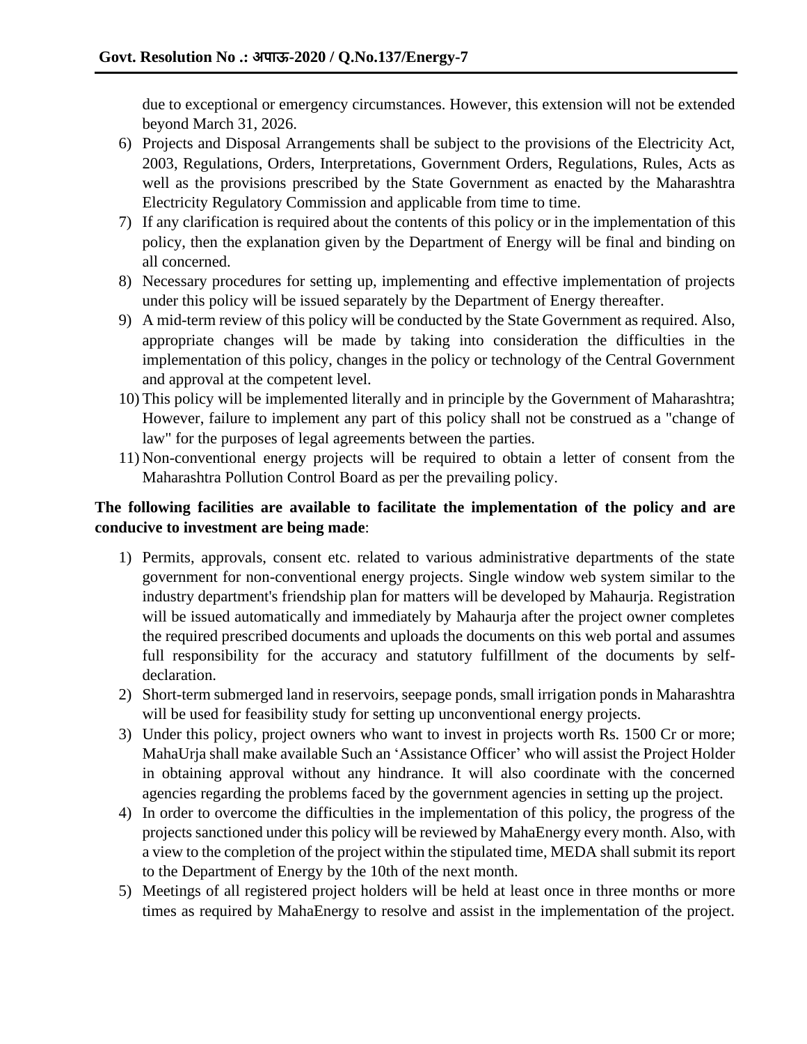due to exceptional or emergency circumstances. However, this extension will not be extended beyond March 31, 2026.

6) Projects and Disposal Arrangements shall be subject to the provisions of the Electricity Act, 2003, Regulations, Orders, Interpretations, Government Orders, Regulations, Rules, Acts as well as the provisions prescribed by the State Government as enacted by the Maharashtra Electricity Regulatory Commission and applicable from time to time.
7) If any clarification is required about the contents of this policy or in the implementation of this policy, then the explanation given by the Department of Energy will be final and binding on all concerned.
8) Necessary procedures for setting up, implementing and effective implementation of projects under this policy will be issued separately by the Department of Energy thereafter.
9) A mid-term review of this policy will be conducted by the State Government as required. Also, appropriate changes will be made by taking into consideration the difficulties in the implementation of this policy, changes in the policy or technology of the Central Government and approval at the competent level.
10) This policy will be implemented literally and in principle by the Government of Maharashtra; However, failure to implement any part of this policy shall not be construed as a "change of law" for the purposes of legal agreements between the parties.
11) Non-conventional energy projects will be required to obtain a letter of consent from the Maharashtra Pollution Control Board as per the prevailing policy.

**The following facilities are available to facilitate the implementation of the policy and are conducive to investment are being made**:

1) Permits, approvals, consent etc. related to various administrative departments of the state government for non-conventional energy projects. Single window web system similar to the industry department's friendship plan for matters will be developed by Mahaurja. Registration will be issued automatically and immediately by Mahaurja after the project owner completes the required prescribed documents and uploads the documents on this web portal and assumes full responsibility for the accuracy and statutory fulfillment of the documents by self-declaration.
2) Short-term submerged land in reservoirs, seepage ponds, small irrigation ponds in Maharashtra will be used for feasibility study for setting up unconventional energy projects.
3) Under this policy, project owners who want to invest in projects worth Rs. 1500 Cr or more; MahaUrja shall make available Such an 'Assistance Officer' who will assist the Project Holder in obtaining approval without any hindrance. It will also coordinate with the concerned agencies regarding the problems faced by the government agencies in setting up the project.
4) In order to overcome the difficulties in the implementation of this policy, the progress of the projects sanctioned under this policy will be reviewed by MahaEnergy every month. Also, with a view to the completion of the project within the stipulated time, MEDA shall submit its report to the Department of Energy by the 10th of the next month.
5) Meetings of all registered project holders will be held at least once in three months or more times as required by MahaEnergy to resolve and assist in the implementation of the project.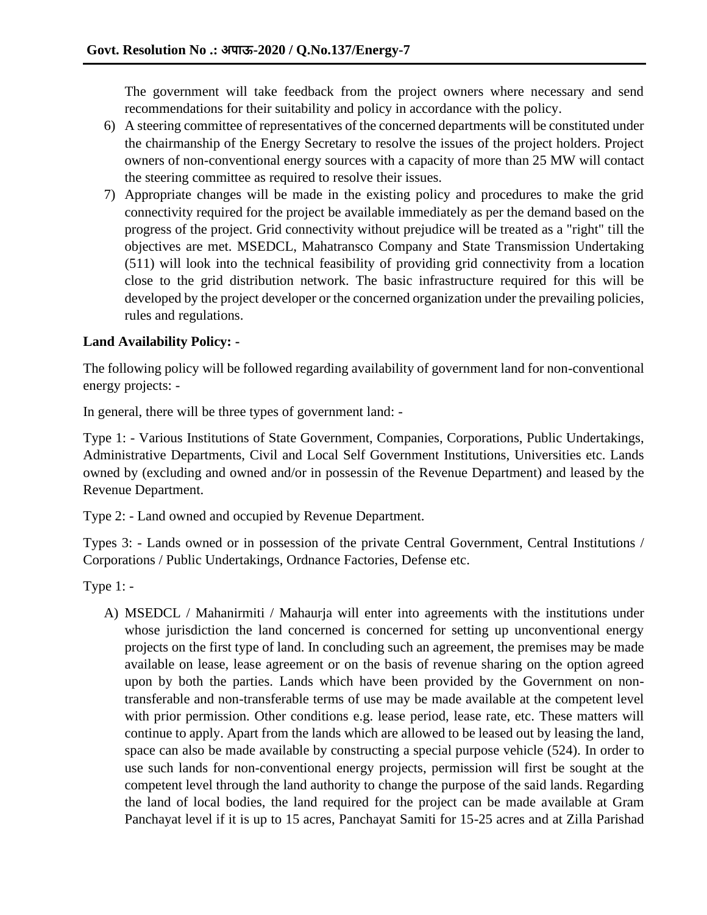The government will take feedback from the project owners where necessary and send recommendations for their suitability and policy in accordance with the policy.

6) A steering committee of representatives of the concerned departments will be constituted under the chairmanship of the Energy Secretary to resolve the issues of the project holders. Project owners of non-conventional energy sources with a capacity of more than 25 MW will contact the steering committee as required to resolve their issues.
7) Appropriate changes will be made in the existing policy and procedures to make the grid connectivity required for the project be available immediately as per the demand based on the progress of the project. Grid connectivity without prejudice will be treated as a "right" till the objectives are met. MSEDCL, Mahatransco Company and State Transmission Undertaking (511) will look into the technical feasibility of providing grid connectivity from a location close to the grid distribution network. The basic infrastructure required for this will be developed by the project developer or the concerned organization under the prevailing policies, rules and regulations.

**Land Availability Policy: -**

The following policy will be followed regarding availability of government land for non-conventional energy projects: -

In general, there will be three types of government land: -

Type 1: - Various Institutions of State Government, Companies, Corporations, Public Undertakings, Administrative Departments, Civil and Local Self Government Institutions, Universities etc. Lands owned by (excluding and owned and/or in possessin of the Revenue Department) and leased by the Revenue Department.

Type 2: - Land owned and occupied by Revenue Department.

Types 3: - Lands owned or in possession of the private Central Government, Central Institutions / Corporations / Public Undertakings, Ordnance Factories, Defense etc.

Type 1: -

A) MSEDCL / Mahanirmiti / Mahaurja will enter into agreements with the institutions under whose jurisdiction the land concerned is concerned for setting up unconventional energy projects on the first type of land. In concluding such an agreement, the premises may be made available on lease, lease agreement or on the basis of revenue sharing on the option agreed upon by both the parties. Lands which have been provided by the Government on non-transferable and non-transferable terms of use may be made available at the competent level with prior permission. Other conditions e.g. lease period, lease rate, etc. These matters will continue to apply. Apart from the lands which are allowed to be leased out by leasing the land, space can also be made available by constructing a special purpose vehicle (524). In order to use such lands for non-conventional energy projects, permission will first be sought at the competent level through the land authority to change the purpose of the said lands. Regarding the land of local bodies, the land required for the project can be made available at Gram Panchayat level if it is up to 15 acres, Panchayat Samiti for 15-25 acres and at Zilla Parishad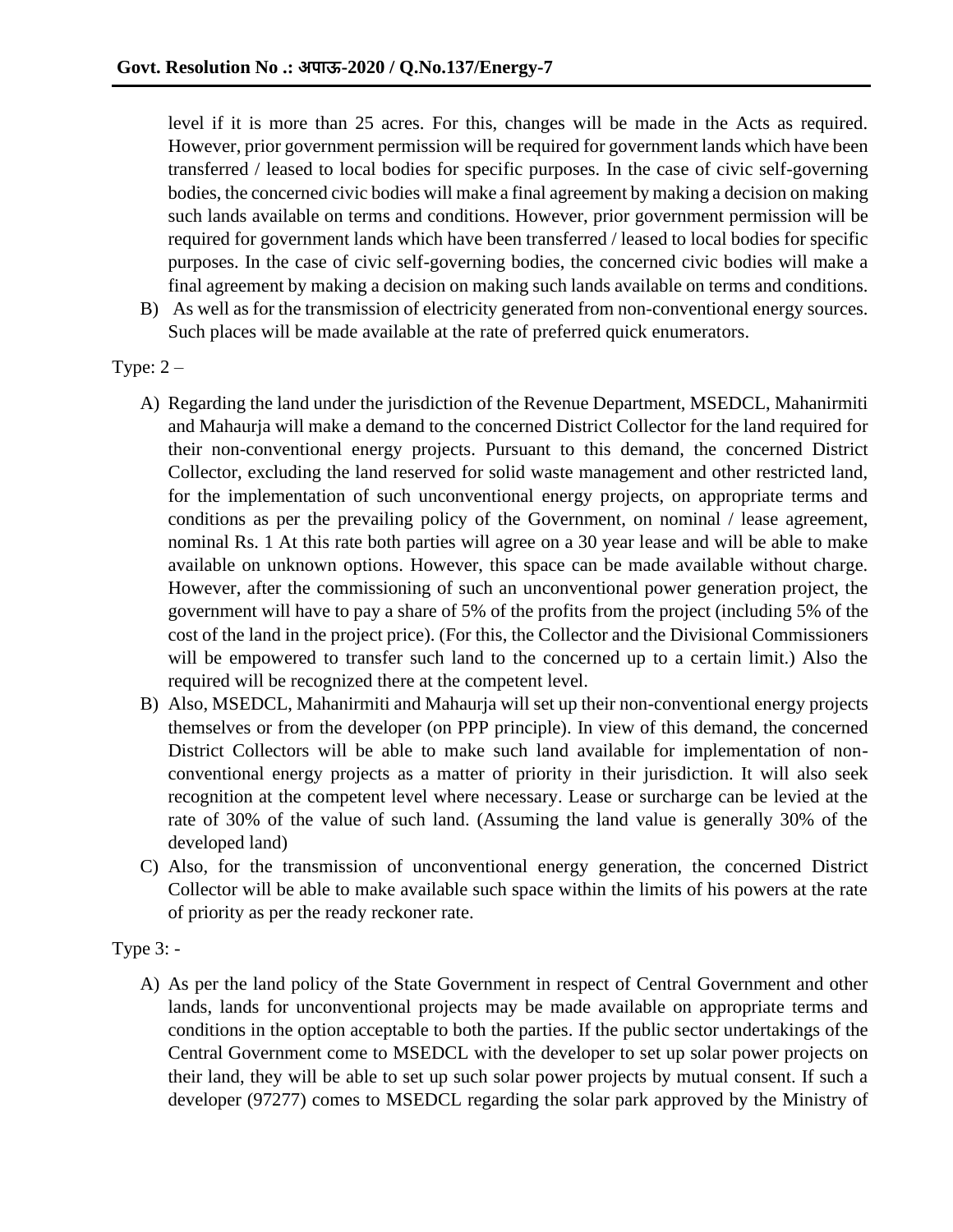level if it is more than 25 acres. For this, changes will be made in the Acts as required. However, prior government permission will be required for government lands which have been transferred / leased to local bodies for specific purposes. In the case of civic self-governing bodies, the concerned civic bodies will make a final agreement by making a decision on making such lands available on terms and conditions. However, prior government permission will be required for government lands which have been transferred / leased to local bodies for specific purposes. In the case of civic self-governing bodies, the concerned civic bodies will make a final agreement by making a decision on making such lands available on terms and conditions.

B) As well as for the transmission of electricity generated from non-conventional energy sources. Such places will be made available at the rate of preferred quick enumerators.

Type: 2 –

A) Regarding the land under the jurisdiction of the Revenue Department, MSEDCL, Mahanirmiti and Mahaurja will make a demand to the concerned District Collector for the land required for their non-conventional energy projects. Pursuant to this demand, the concerned District Collector, excluding the land reserved for solid waste management and other restricted land, for the implementation of such unconventional energy projects, on appropriate terms and conditions as per the prevailing policy of the Government, on nominal / lease agreement, nominal Rs. 1 At this rate both parties will agree on a 30 year lease and will be able to make available on unknown options. However, this space can be made available without charge. However, after the commissioning of such an unconventional power generation project, the government will have to pay a share of 5% of the profits from the project (including 5% of the cost of the land in the project price). (For this, the Collector and the Divisional Commissioners will be empowered to transfer such land to the concerned up to a certain limit.) Also the required will be recognized there at the competent level.

B) Also, MSEDCL, Mahanirmiti and Mahaurja will set up their non-conventional energy projects themselves or from the developer (on PPP principle). In view of this demand, the concerned District Collectors will be able to make such land available for implementation of non-conventional energy projects as a matter of priority in their jurisdiction. It will also seek recognition at the competent level where necessary. Lease or surcharge can be levied at the rate of 30% of the value of such land. (Assuming the land value is generally 30% of the developed land)

C) Also, for the transmission of unconventional energy generation, the concerned District Collector will be able to make available such space within the limits of his powers at the rate of priority as per the ready reckoner rate.

Type 3: -

A) As per the land policy of the State Government in respect of Central Government and other lands, lands for unconventional projects may be made available on appropriate terms and conditions in the option acceptable to both the parties. If the public sector undertakings of the Central Government come to MSEDCL with the developer to set up solar power projects on their land, they will be able to set up such solar power projects by mutual consent. If such a developer (97277) comes to MSEDCL regarding the solar park approved by the Ministry of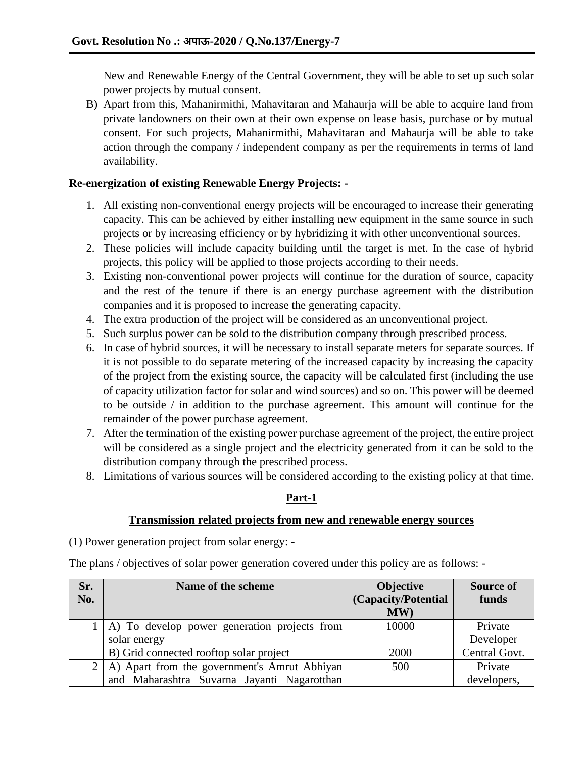New and Renewable Energy of the Central Government, they will be able to set up such solar power projects by mutual consent.

B) Apart from this, Mahanirmithi, Mahavitaran and Mahaurja will be able to acquire land from private landowners on their own at their own expense on lease basis, purchase or by mutual consent. For such projects, Mahanirmithi, Mahavitaran and Mahaurja will be able to take action through the company / independent company as per the requirements in terms of land availability.

**Re-energization of existing Renewable Energy Projects: -**

1. All existing non-conventional energy projects will be encouraged to increase their generating capacity. This can be achieved by either installing new equipment in the same source in such projects or by increasing efficiency or by hybridizing it with other unconventional sources.
2. These policies will include capacity building until the target is met. In the case of hybrid projects, this policy will be applied to those projects according to their needs.
3. Existing non-conventional power projects will continue for the duration of source, capacity and the rest of the tenure if there is an energy purchase agreement with the distribution companies and it is proposed to increase the generating capacity.
4. The extra production of the project will be considered as an unconventional project.
5. Such surplus power can be sold to the distribution company through prescribed process.
6. In case of hybrid sources, it will be necessary to install separate meters for separate sources. If it is not possible to do separate metering of the increased capacity by increasing the capacity of the project from the existing source, the capacity will be calculated first (including the use of capacity utilization factor for solar and wind sources) and so on. This power will be deemed to be outside / in addition to the purchase agreement. This amount will continue for the remainder of the power purchase agreement.
7. After the termination of the existing power purchase agreement of the project, the entire project will be considered as a single project and the electricity generated from it can be sold to the distribution company through the prescribed process.
8. Limitations of various sources will be considered according to the existing policy at that time.

## Part-1

### Transmission related projects from new and renewable energy sources

(1) Power generation project from solar energy: -

The plans / objectives of solar power generation covered under this policy are as follows: -

| Sr. No. | Name of the scheme | Objective (Capacity/Potential MW) | Source of funds |
|---|---|---|---|
| 1 | A) To develop power generation projects from solar energy | 10000 | Private Developer |
| | B) Grid connected rooftop solar project | 2000 | Central Govt. |
| 2 | A) Apart from the government's Amrut Abhiyan and Maharashtra Suvarna Jayanti Nagarotthan | 500 | Private developers, |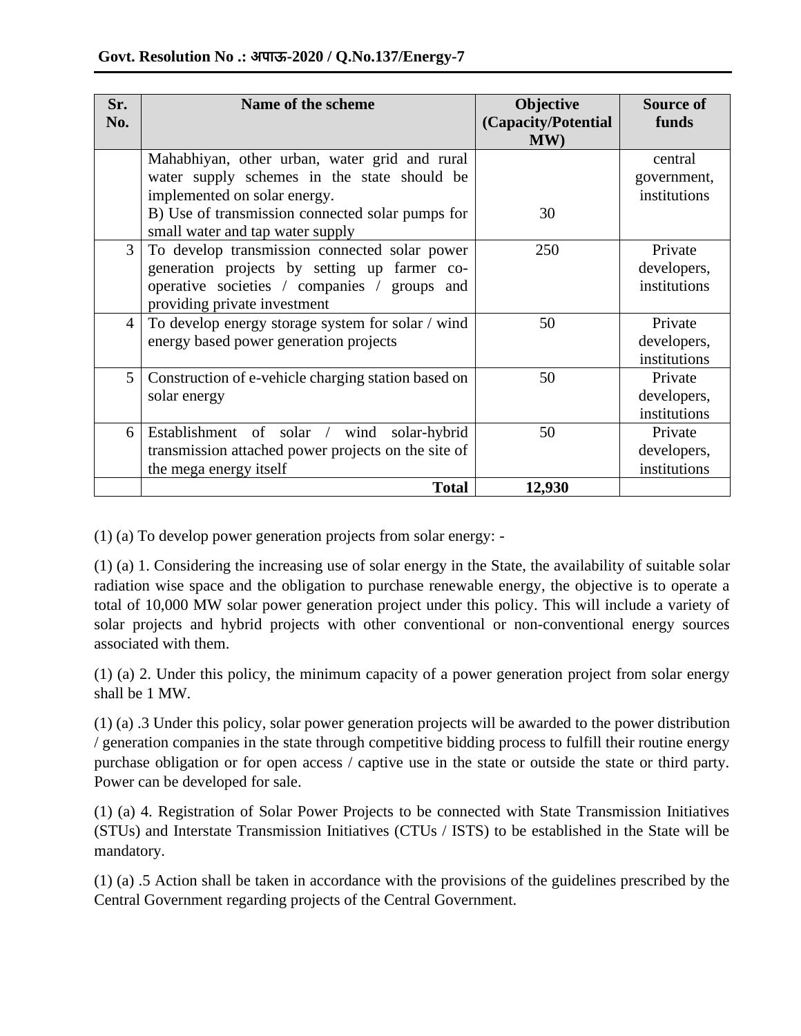| Sr. No. | Name of the scheme | Objective (Capacity/Potential MW) | Source of funds |
|---|---|---|---|
| | Mahabhiyan, other urban, water grid and rural water supply schemes in the state should be implemented on solar energy.<br>B) Use of transmission connected solar pumps for small water and tap water supply | 30 | central government, institutions |
| 3 | To develop transmission connected solar power generation projects by setting up farmer co-operative societies / companies / groups and providing private investment | 250 | Private developers, institutions |
| 4 | To develop energy storage system for solar / wind energy based power generation projects | 50 | Private developers, institutions |
| 5 | Construction of e-vehicle charging station based on solar energy | 50 | Private developers, institutions |
| 6 | Establishment of solar / wind solar-hybrid transmission attached power projects on the site of the mega energy itself | 50 | Private developers, institutions |
| | **Total** | **12,930** | |

(1) (a) To develop power generation projects from solar energy: -

(1) (a) 1. Considering the increasing use of solar energy in the State, the availability of suitable solar radiation wise space and the obligation to purchase renewable energy, the objective is to operate a total of 10,000 MW solar power generation project under this policy. This will include a variety of solar projects and hybrid projects with other conventional or non-conventional energy sources associated with them.

(1) (a) 2. Under this policy, the minimum capacity of a power generation project from solar energy shall be 1 MW.

(1) (a) .3 Under this policy, solar power generation projects will be awarded to the power distribution / generation companies in the state through competitive bidding process to fulfill their routine energy purchase obligation or for open access / captive use in the state or outside the state or third party. Power can be developed for sale.

(1) (a) 4. Registration of Solar Power Projects to be connected with State Transmission Initiatives (STUs) and Interstate Transmission Initiatives (CTUs / ISTS) to be established in the State will be mandatory.

(1) (a) .5 Action shall be taken in accordance with the provisions of the guidelines prescribed by the Central Government regarding projects of the Central Government.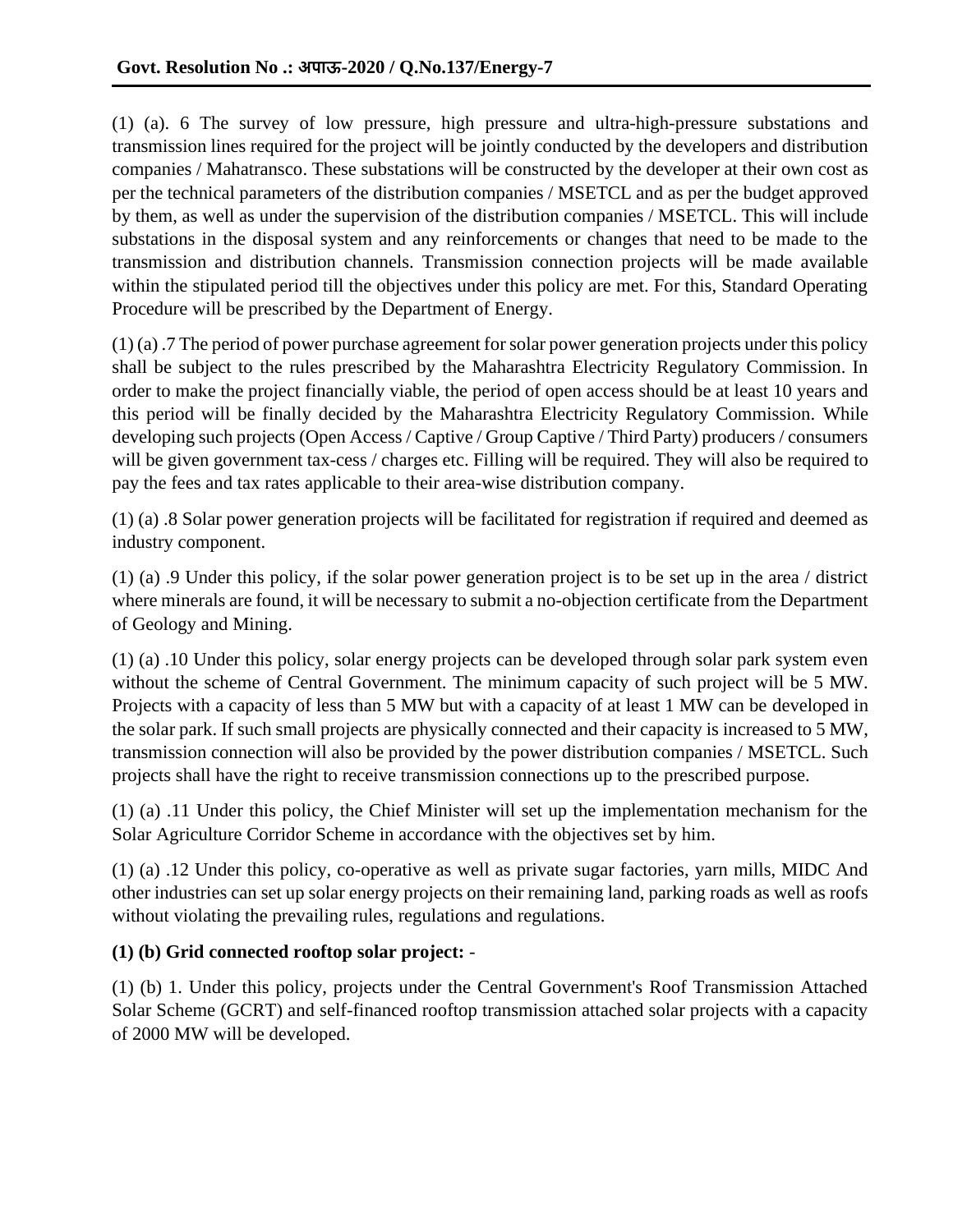(1) (a). 6 The survey of low pressure, high pressure and ultra-high-pressure substations and transmission lines required for the project will be jointly conducted by the developers and distribution companies / Mahatransco. These substations will be constructed by the developer at their own cost as per the technical parameters of the distribution companies / MSETCL and as per the budget approved by them, as well as under the supervision of the distribution companies / MSETCL. This will include substations in the disposal system and any reinforcements or changes that need to be made to the transmission and distribution channels. Transmission connection projects will be made available within the stipulated period till the objectives under this policy are met. For this, Standard Operating Procedure will be prescribed by the Department of Energy.

(1) (a) .7 The period of power purchase agreement for solar power generation projects under this policy shall be subject to the rules prescribed by the Maharashtra Electricity Regulatory Commission. In order to make the project financially viable, the period of open access should be at least 10 years and this period will be finally decided by the Maharashtra Electricity Regulatory Commission. While developing such projects (Open Access / Captive / Group Captive / Third Party) producers / consumers will be given government tax-cess / charges etc. Filling will be required. They will also be required to pay the fees and tax rates applicable to their area-wise distribution company.

(1) (a) .8 Solar power generation projects will be facilitated for registration if required and deemed as industry component.

(1) (a) .9 Under this policy, if the solar power generation project is to be set up in the area / district where minerals are found, it will be necessary to submit a no-objection certificate from the Department of Geology and Mining.

(1) (a) .10 Under this policy, solar energy projects can be developed through solar park system even without the scheme of Central Government. The minimum capacity of such project will be 5 MW. Projects with a capacity of less than 5 MW but with a capacity of at least 1 MW can be developed in the solar park. If such small projects are physically connected and their capacity is increased to 5 MW, transmission connection will also be provided by the power distribution companies / MSETCL. Such projects shall have the right to receive transmission connections up to the prescribed purpose.

(1) (a) .11 Under this policy, the Chief Minister will set up the implementation mechanism for the Solar Agriculture Corridor Scheme in accordance with the objectives set by him.

(1) (a) .12 Under this policy, co-operative as well as private sugar factories, yarn mills, MIDC And other industries can set up solar energy projects on their remaining land, parking roads as well as roofs without violating the prevailing rules, regulations and regulations.

**(1) (b) Grid connected rooftop solar project:** -

(1) (b) 1. Under this policy, projects under the Central Government's Roof Transmission Attached Solar Scheme (GCRT) and self-financed rooftop transmission attached solar projects with a capacity of 2000 MW will be developed.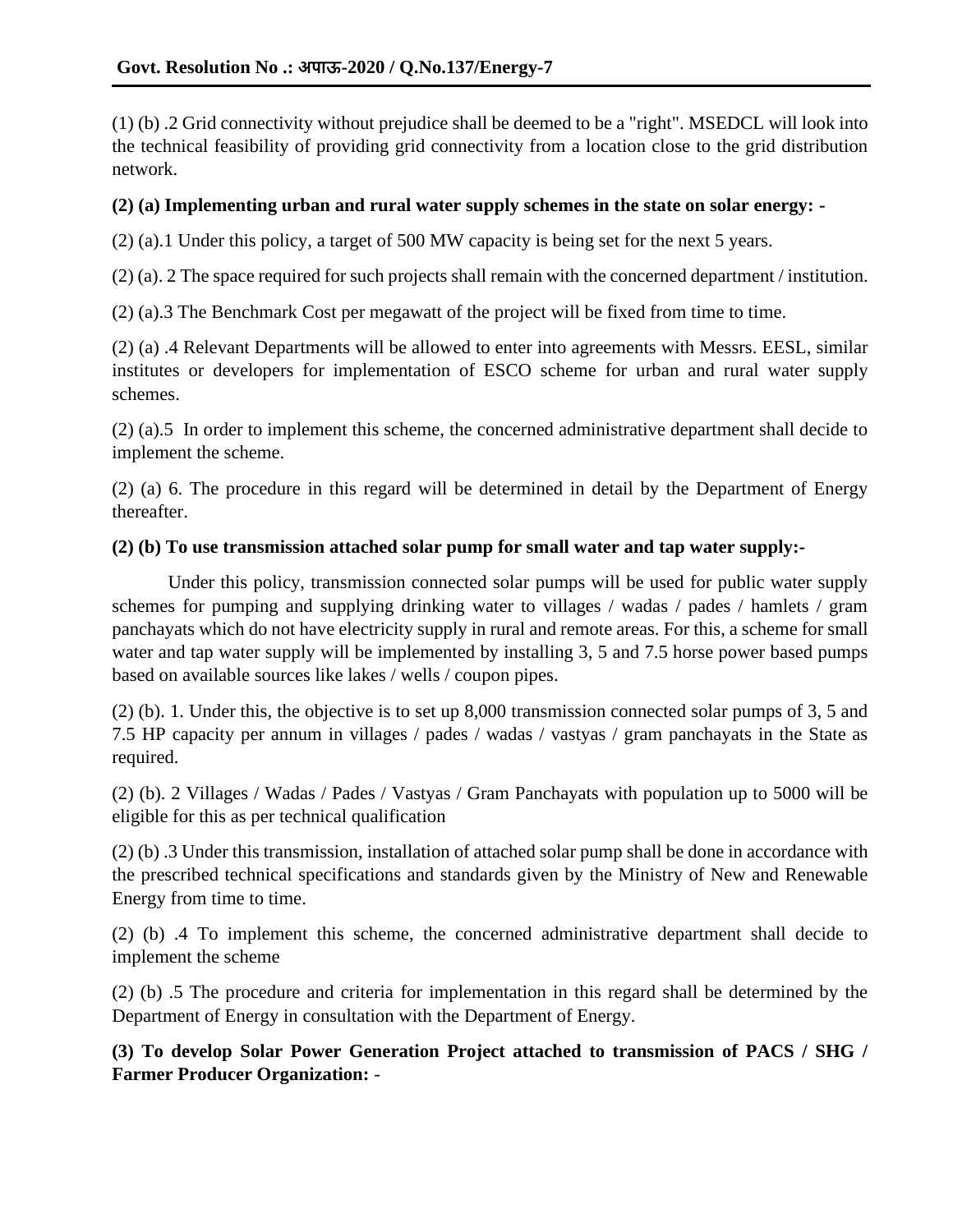(1) (b) .2 Grid connectivity without prejudice shall be deemed to be a "right". MSEDCL will look into the technical feasibility of providing grid connectivity from a location close to the grid distribution network.

**(2) (a) Implementing urban and rural water supply schemes in the state on solar energy: -**

(2) (a).1 Under this policy, a target of 500 MW capacity is being set for the next 5 years.

(2) (a). 2 The space required for such projects shall remain with the concerned department / institution.

(2) (a).3 The Benchmark Cost per megawatt of the project will be fixed from time to time.

(2) (a) .4 Relevant Departments will be allowed to enter into agreements with Messrs. EESL, similar institutes or developers for implementation of ESCO scheme for urban and rural water supply schemes.

(2) (a).5 In order to implement this scheme, the concerned administrative department shall decide to implement the scheme.

(2) (a) 6. The procedure in this regard will be determined in detail by the Department of Energy thereafter.

**(2) (b) To use transmission attached solar pump for small water and tap water supply:-**

Under this policy, transmission connected solar pumps will be used for public water supply schemes for pumping and supplying drinking water to villages / wadas / pades / hamlets / gram panchayats which do not have electricity supply in rural and remote areas. For this, a scheme for small water and tap water supply will be implemented by installing 3, 5 and 7.5 horse power based pumps based on available sources like lakes / wells / coupon pipes.

(2) (b). 1. Under this, the objective is to set up 8,000 transmission connected solar pumps of 3, 5 and 7.5 HP capacity per annum in villages / pades / wadas / vastyas / gram panchayats in the State as required.

(2) (b). 2 Villages / Wadas / Pades / Vastyas / Gram Panchayats with population up to 5000 will be eligible for this as per technical qualification

(2) (b) .3 Under this transmission, installation of attached solar pump shall be done in accordance with the prescribed technical specifications and standards given by the Ministry of New and Renewable Energy from time to time.

(2) (b) .4 To implement this scheme, the concerned administrative department shall decide to implement the scheme

(2) (b) .5 The procedure and criteria for implementation in this regard shall be determined by the Department of Energy in consultation with the Department of Energy.

**(3) To develop Solar Power Generation Project attached to transmission of PACS / SHG / Farmer Producer Organization:** -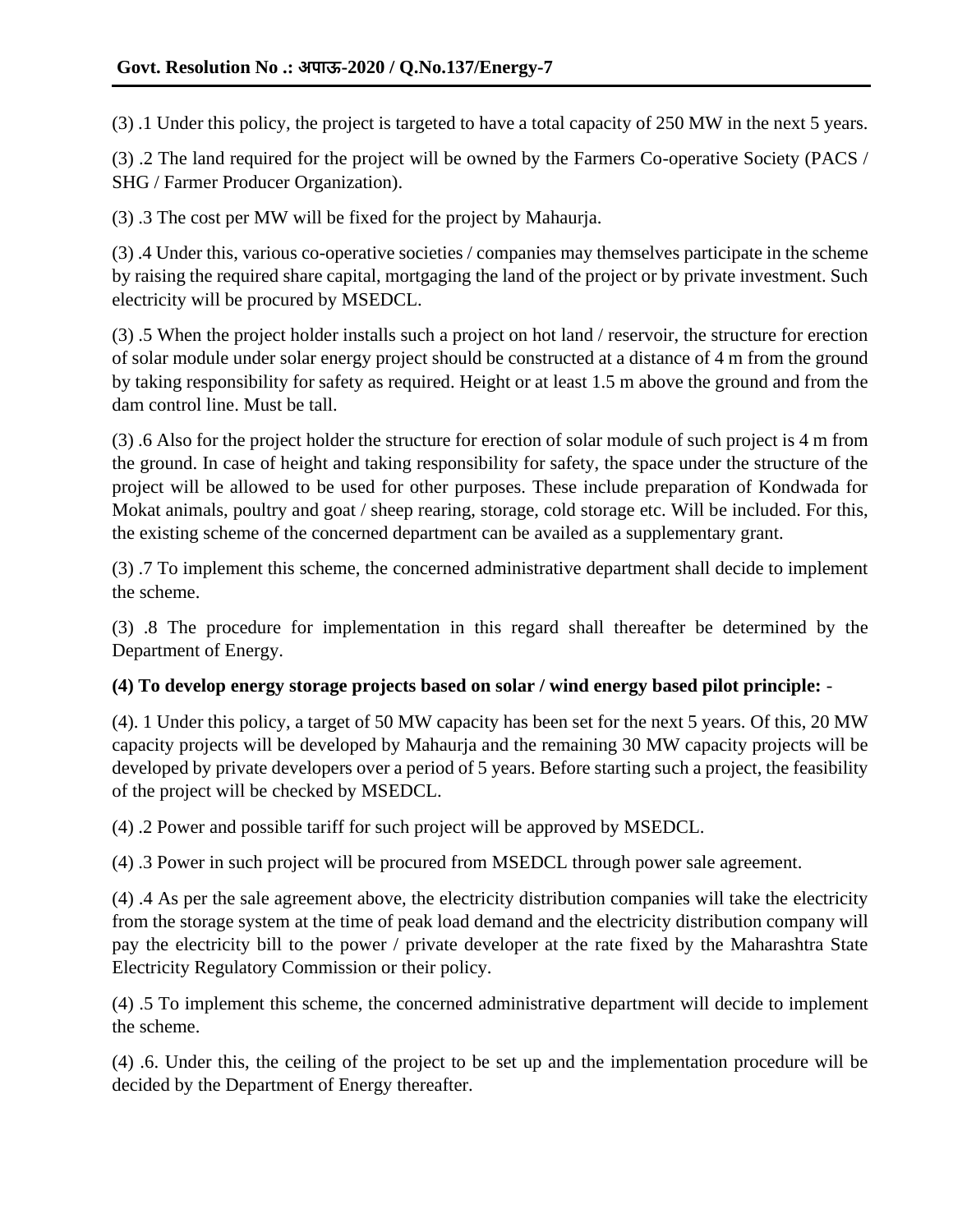(3) .1 Under this policy, the project is targeted to have a total capacity of 250 MW in the next 5 years.

(3) .2 The land required for the project will be owned by the Farmers Co-operative Society (PACS / SHG / Farmer Producer Organization).

(3) .3 The cost per MW will be fixed for the project by Mahaurja.

(3) .4 Under this, various co-operative societies / companies may themselves participate in the scheme by raising the required share capital, mortgaging the land of the project or by private investment. Such electricity will be procured by MSEDCL.

(3) .5 When the project holder installs such a project on hot land / reservoir, the structure for erection of solar module under solar energy project should be constructed at a distance of 4 m from the ground by taking responsibility for safety as required. Height or at least 1.5 m above the ground and from the dam control line. Must be tall.

(3) .6 Also for the project holder the structure for erection of solar module of such project is 4 m from the ground. In case of height and taking responsibility for safety, the space under the structure of the project will be allowed to be used for other purposes. These include preparation of Kondwada for Mokat animals, poultry and goat / sheep rearing, storage, cold storage etc. Will be included. For this, the existing scheme of the concerned department can be availed as a supplementary grant.

(3) .7 To implement this scheme, the concerned administrative department shall decide to implement the scheme.

(3) .8 The procedure for implementation in this regard shall thereafter be determined by the Department of Energy.

**(4) To develop energy storage projects based on solar / wind energy based pilot principle:** -

(4). 1 Under this policy, a target of 50 MW capacity has been set for the next 5 years. Of this, 20 MW capacity projects will be developed by Mahaurja and the remaining 30 MW capacity projects will be developed by private developers over a period of 5 years. Before starting such a project, the feasibility of the project will be checked by MSEDCL.

(4) .2 Power and possible tariff for such project will be approved by MSEDCL.

(4) .3 Power in such project will be procured from MSEDCL through power sale agreement.

(4) .4 As per the sale agreement above, the electricity distribution companies will take the electricity from the storage system at the time of peak load demand and the electricity distribution company will pay the electricity bill to the power / private developer at the rate fixed by the Maharashtra State Electricity Regulatory Commission or their policy.

(4) .5 To implement this scheme, the concerned administrative department will decide to implement the scheme.

(4) .6. Under this, the ceiling of the project to be set up and the implementation procedure will be decided by the Department of Energy thereafter.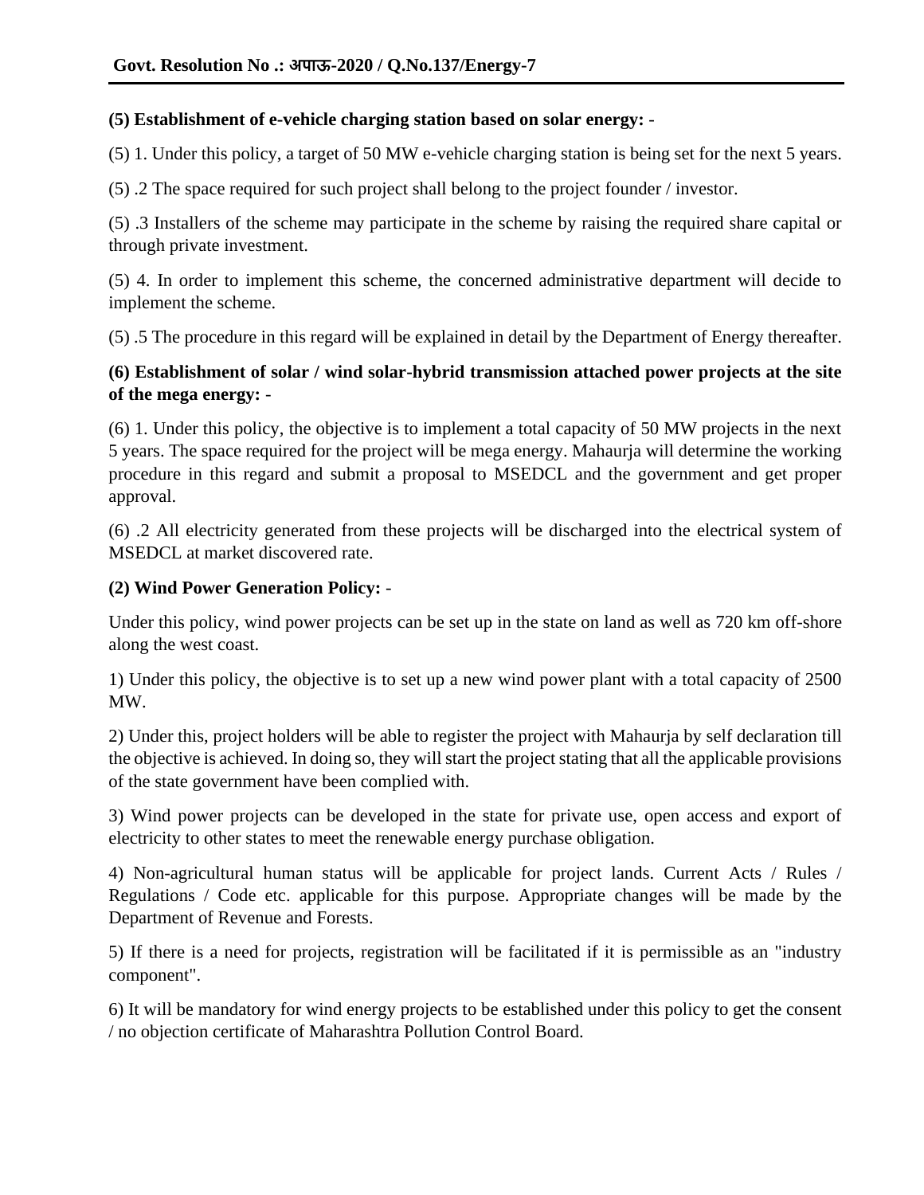**(5) Establishment of e-vehicle charging station based on solar energy:** -

(5) 1. Under this policy, a target of 50 MW e-vehicle charging station is being set for the next 5 years.

(5) .2 The space required for such project shall belong to the project founder / investor.

(5) .3 Installers of the scheme may participate in the scheme by raising the required share capital or through private investment.

(5) 4. In order to implement this scheme, the concerned administrative department will decide to implement the scheme.

(5) .5 The procedure in this regard will be explained in detail by the Department of Energy thereafter.

**(6) Establishment of solar / wind solar-hybrid transmission attached power projects at the site of the mega energy:** -

(6) 1. Under this policy, the objective is to implement a total capacity of 50 MW projects in the next 5 years. The space required for the project will be mega energy. Mahaurja will determine the working procedure in this regard and submit a proposal to MSEDCL and the government and get proper approval.

(6) .2 All electricity generated from these projects will be discharged into the electrical system of MSEDCL at market discovered rate.

**(2) Wind Power Generation Policy:** -

Under this policy, wind power projects can be set up in the state on land as well as 720 km off-shore along the west coast.

1) Under this policy, the objective is to set up a new wind power plant with a total capacity of 2500 MW.

2) Under this, project holders will be able to register the project with Mahaurja by self declaration till the objective is achieved. In doing so, they will start the project stating that all the applicable provisions of the state government have been complied with.

3) Wind power projects can be developed in the state for private use, open access and export of electricity to other states to meet the renewable energy purchase obligation.

4) Non-agricultural human status will be applicable for project lands. Current Acts / Rules / Regulations / Code etc. applicable for this purpose. Appropriate changes will be made by the Department of Revenue and Forests.

5) If there is a need for projects, registration will be facilitated if it is permissible as an "industry component".

6) It will be mandatory for wind energy projects to be established under this policy to get the consent / no objection certificate of Maharashtra Pollution Control Board.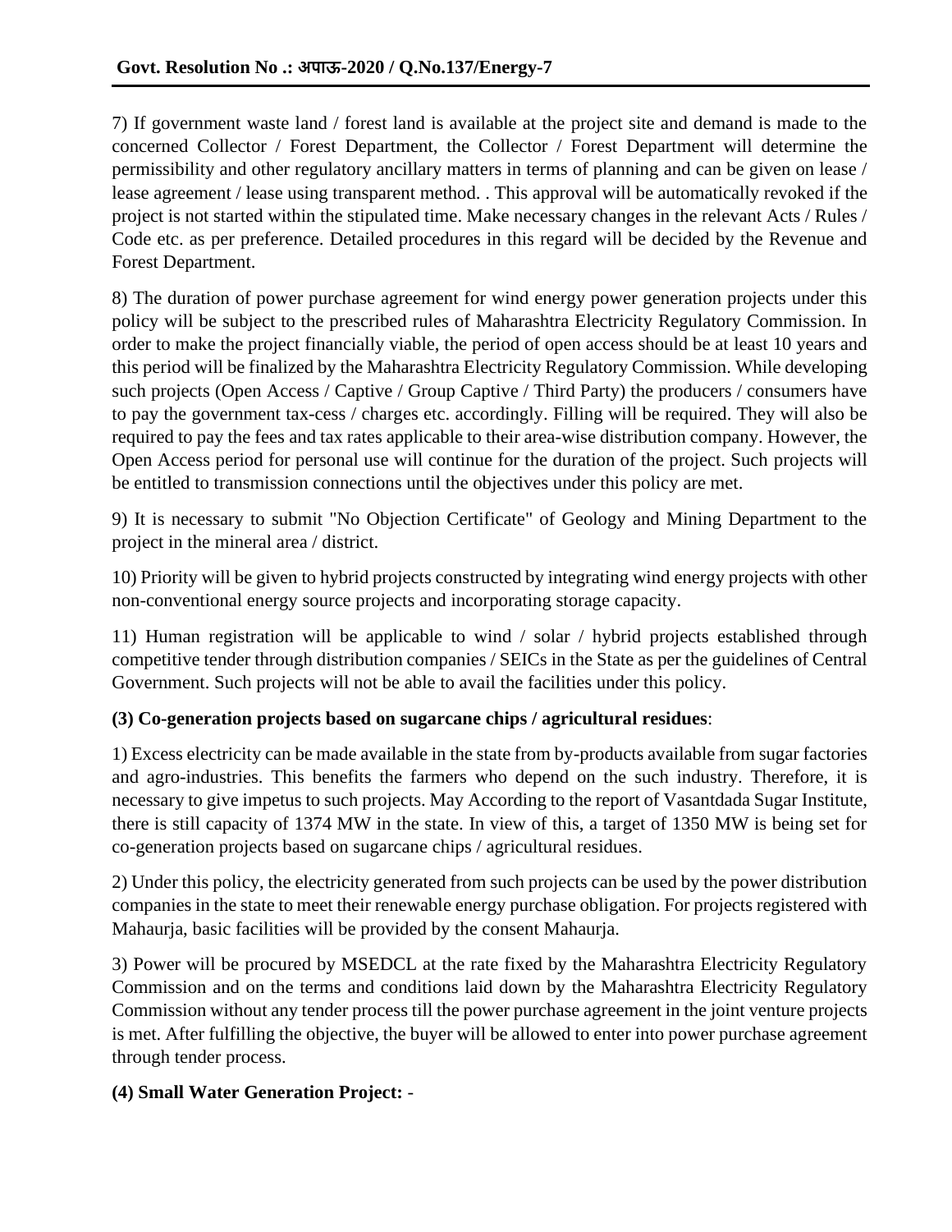7) If government waste land / forest land is available at the project site and demand is made to the concerned Collector / Forest Department, the Collector / Forest Department will determine the permissibility and other regulatory ancillary matters in terms of planning and can be given on lease / lease agreement / lease using transparent method. . This approval will be automatically revoked if the project is not started within the stipulated time. Make necessary changes in the relevant Acts / Rules / Code etc. as per preference. Detailed procedures in this regard will be decided by the Revenue and Forest Department.

8) The duration of power purchase agreement for wind energy power generation projects under this policy will be subject to the prescribed rules of Maharashtra Electricity Regulatory Commission. In order to make the project financially viable, the period of open access should be at least 10 years and this period will be finalized by the Maharashtra Electricity Regulatory Commission. While developing such projects (Open Access / Captive / Group Captive / Third Party) the producers / consumers have to pay the government tax-cess / charges etc. accordingly. Filling will be required. They will also be required to pay the fees and tax rates applicable to their area-wise distribution company. However, the Open Access period for personal use will continue for the duration of the project. Such projects will be entitled to transmission connections until the objectives under this policy are met.

9) It is necessary to submit "No Objection Certificate" of Geology and Mining Department to the project in the mineral area / district.

10) Priority will be given to hybrid projects constructed by integrating wind energy projects with other non-conventional energy source projects and incorporating storage capacity.

11) Human registration will be applicable to wind / solar / hybrid projects established through competitive tender through distribution companies / SEICs in the State as per the guidelines of Central Government. Such projects will not be able to avail the facilities under this policy.

**(3) Co-generation projects based on sugarcane chips / agricultural residues**:

1) Excess electricity can be made available in the state from by-products available from sugar factories and agro-industries. This benefits the farmers who depend on the such industry. Therefore, it is necessary to give impetus to such projects. May According to the report of Vasantdada Sugar Institute, there is still capacity of 1374 MW in the state. In view of this, a target of 1350 MW is being set for co-generation projects based on sugarcane chips / agricultural residues.

2) Under this policy, the electricity generated from such projects can be used by the power distribution companies in the state to meet their renewable energy purchase obligation. For projects registered with Mahaurja, basic facilities will be provided by the consent Mahaurja.

3) Power will be procured by MSEDCL at the rate fixed by the Maharashtra Electricity Regulatory Commission and on the terms and conditions laid down by the Maharashtra Electricity Regulatory Commission without any tender process till the power purchase agreement in the joint venture projects is met. After fulfilling the objective, the buyer will be allowed to enter into power purchase agreement through tender process.

**(4) Small Water Generation Project:** -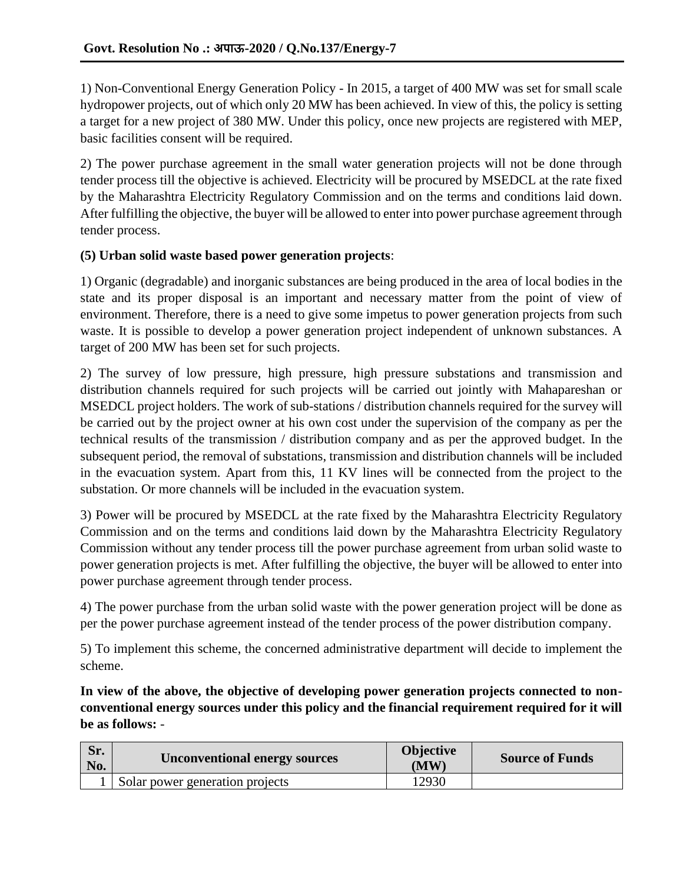1) Non-Conventional Energy Generation Policy - In 2015, a target of 400 MW was set for small scale hydropower projects, out of which only 20 MW has been achieved. In view of this, the policy is setting a target for a new project of 380 MW. Under this policy, once new projects are registered with MEP, basic facilities consent will be required.

2) The power purchase agreement in the small water generation projects will not be done through tender process till the objective is achieved. Electricity will be procured by MSEDCL at the rate fixed by the Maharashtra Electricity Regulatory Commission and on the terms and conditions laid down. After fulfilling the objective, the buyer will be allowed to enter into power purchase agreement through tender process.

**(5) Urban solid waste based power generation projects**:

1) Organic (degradable) and inorganic substances are being produced in the area of local bodies in the state and its proper disposal is an important and necessary matter from the point of view of environment. Therefore, there is a need to give some impetus to power generation projects from such waste. It is possible to develop a power generation project independent of unknown substances. A target of 200 MW has been set for such projects.

2) The survey of low pressure, high pressure, high pressure substations and transmission and distribution channels required for such projects will be carried out jointly with Mahapareshan or MSEDCL project holders. The work of sub-stations / distribution channels required for the survey will be carried out by the project owner at his own cost under the supervision of the company as per the technical results of the transmission / distribution company and as per the approved budget. In the subsequent period, the removal of substations, transmission and distribution channels will be included in the evacuation system. Apart from this, 11 KV lines will be connected from the project to the substation. Or more channels will be included in the evacuation system.

3) Power will be procured by MSEDCL at the rate fixed by the Maharashtra Electricity Regulatory Commission and on the terms and conditions laid down by the Maharashtra Electricity Regulatory Commission without any tender process till the power purchase agreement from urban solid waste to power generation projects is met. After fulfilling the objective, the buyer will be allowed to enter into power purchase agreement through tender process.

4) The power purchase from the urban solid waste with the power generation project will be done as per the power purchase agreement instead of the tender process of the power distribution company.

5) To implement this scheme, the concerned administrative department will decide to implement the scheme.

**In view of the above, the objective of developing power generation projects connected to non-conventional energy sources under this policy and the financial requirement required for it will be as follows:** -

| Sr. No. | Unconventional energy sources | Objective (MW) | Source of Funds |
|---|---|---|---|
| 1 | Solar power generation projects | 12930 | |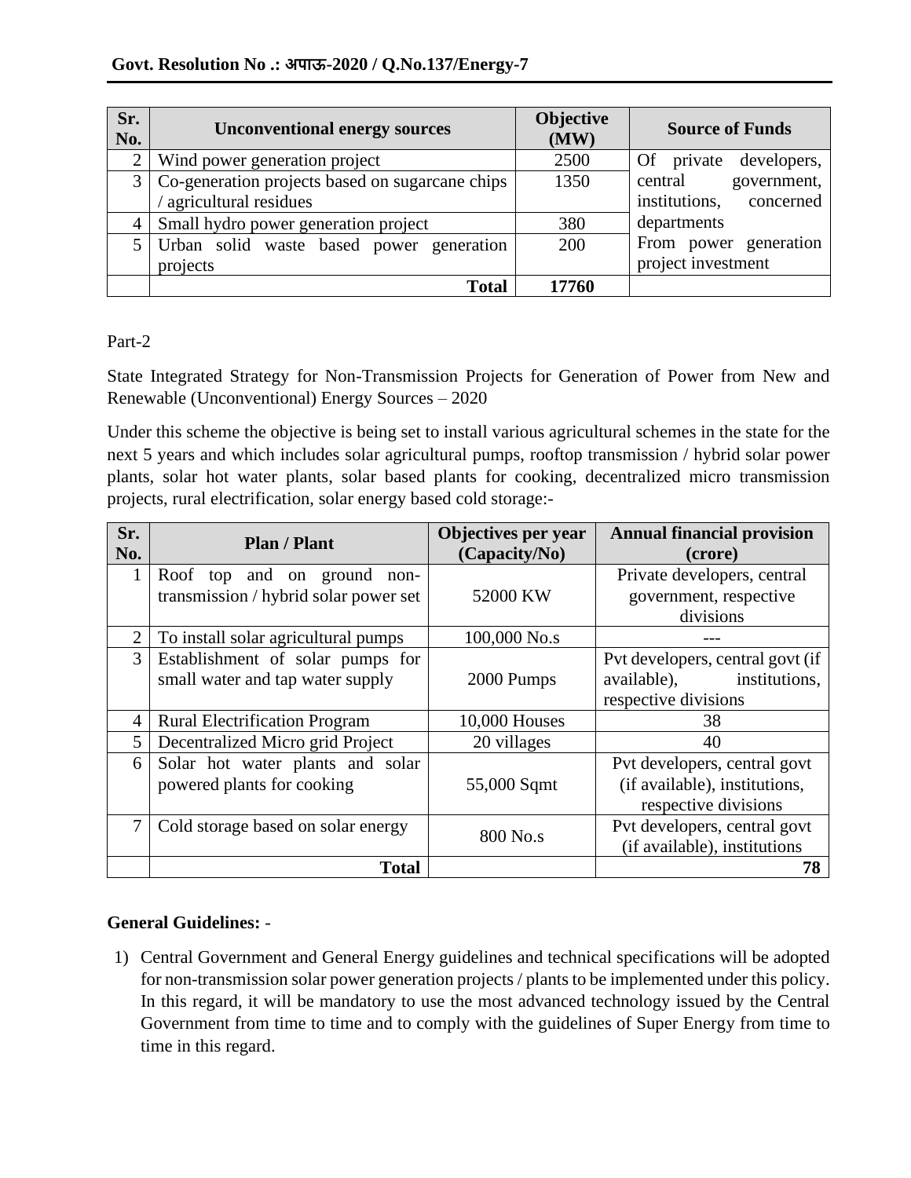| Sr. No. | Unconventional energy sources | Objective (MW) | Source of Funds |
|---|---|---|---|
| 2 | Wind power generation project | 2500 | Of private developers, central government, institutions, concerned departments From power generation project investment |
| 3 | Co-generation projects based on sugarcane chips / agricultural residues | 1350 | |
| 4 | Small hydro power generation project | 380 | |
| 5 | Urban solid waste based power generation projects | 200 | |
| | **Total** | **17760** | |

Part-2

State Integrated Strategy for Non-Transmission Projects for Generation of Power from New and Renewable (Unconventional) Energy Sources – 2020

Under this scheme the objective is being set to install various agricultural schemes in the state for the next 5 years and which includes solar agricultural pumps, rooftop transmission / hybrid solar power plants, solar hot water plants, solar based plants for cooking, decentralized micro transmission projects, rural electrification, solar energy based cold storage:-

| Sr. No. | Plan / Plant | Objectives per year (Capacity/No) | Annual financial provision (crore) |
|---|---|---|---|
| 1 | Roof top and on ground non-transmission / hybrid solar power set | 52000 KW | Private developers, central government, respective divisions |
| 2 | To install solar agricultural pumps | 100,000 No.s | --- |
| 3 | Establishment of solar pumps for small water and tap water supply | 2000 Pumps | Pvt developers, central govt (if available), institutions, respective divisions |
| 4 | Rural Electrification Program | 10,000 Houses | 38 |
| 5 | Decentralized Micro grid Project | 20 villages | 40 |
| 6 | Solar hot water plants and solar powered plants for cooking | 55,000 Sqmt | Pvt developers, central govt (if available), institutions, respective divisions |
| 7 | Cold storage based on solar energy | 800 No.s | Pvt developers, central govt (if available), institutions |
| | **Total** | | **78** |

**General Guidelines:** -

1) Central Government and General Energy guidelines and technical specifications will be adopted for non-transmission solar power generation projects / plants to be implemented under this policy. In this regard, it will be mandatory to use the most advanced technology issued by the Central Government from time to time and to comply with the guidelines of Super Energy from time to time in this regard.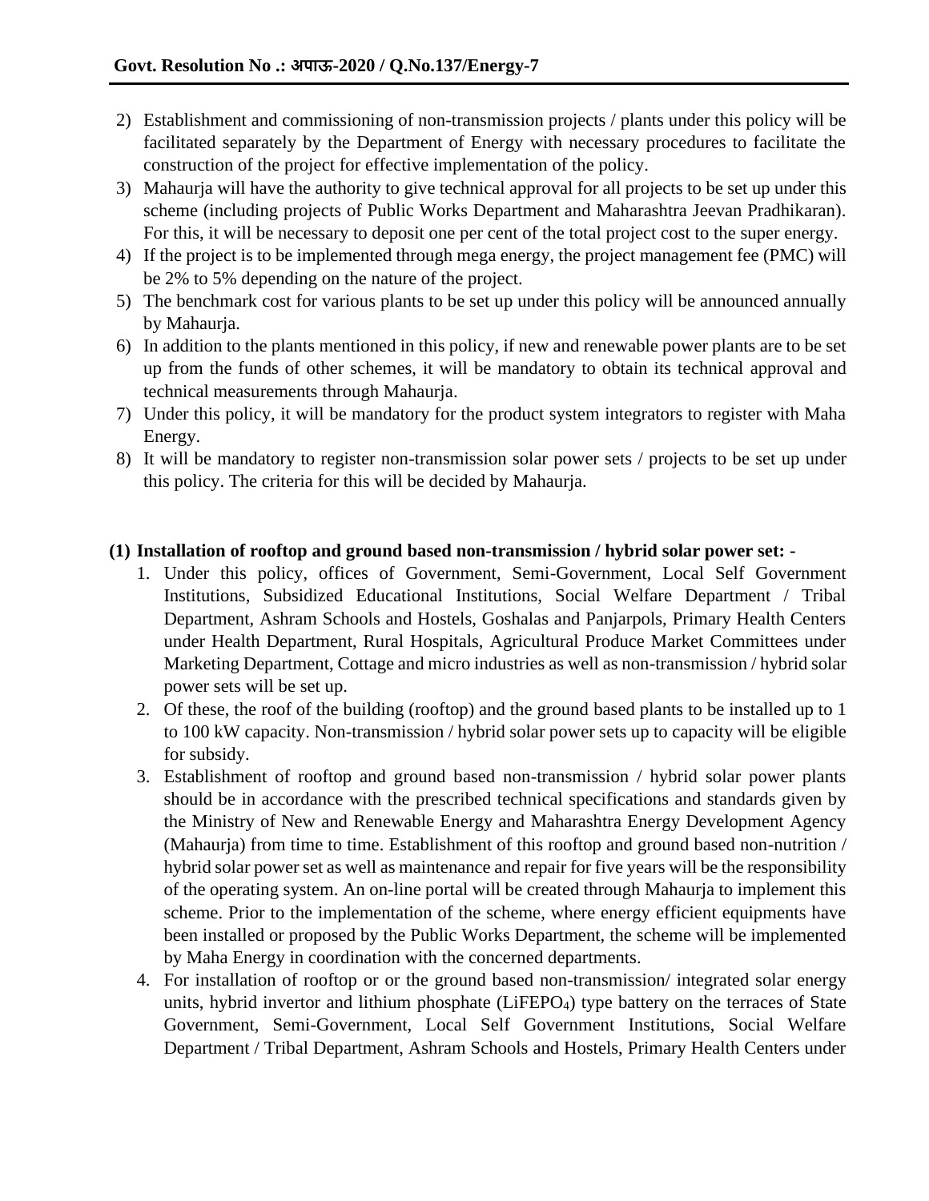2) Establishment and commissioning of non-transmission projects / plants under this policy will be facilitated separately by the Department of Energy with necessary procedures to facilitate the construction of the project for effective implementation of the policy.
3) Mahaurja will have the authority to give technical approval for all projects to be set up under this scheme (including projects of Public Works Department and Maharashtra Jeevan Pradhikaran). For this, it will be necessary to deposit one per cent of the total project cost to the super energy.
4) If the project is to be implemented through mega energy, the project management fee (PMC) will be 2% to 5% depending on the nature of the project.
5) The benchmark cost for various plants to be set up under this policy will be announced annually by Mahaurja.
6) In addition to the plants mentioned in this policy, if new and renewable power plants are to be set up from the funds of other schemes, it will be mandatory to obtain its technical approval and technical measurements through Mahaurja.
7) Under this policy, it will be mandatory for the product system integrators to register with Maha Energy.
8) It will be mandatory to register non-transmission solar power sets / projects to be set up under this policy. The criteria for this will be decided by Mahaurja.

**(1) Installation of rooftop and ground based non-transmission / hybrid solar power set: -**

1. Under this policy, offices of Government, Semi-Government, Local Self Government Institutions, Subsidized Educational Institutions, Social Welfare Department / Tribal Department, Ashram Schools and Hostels, Goshalas and Panjarpols, Primary Health Centers under Health Department, Rural Hospitals, Agricultural Produce Market Committees under Marketing Department, Cottage and micro industries as well as non-transmission / hybrid solar power sets will be set up.
2. Of these, the roof of the building (rooftop) and the ground based plants to be installed up to 1 to 100 kW capacity. Non-transmission / hybrid solar power sets up to capacity will be eligible for subsidy.
3. Establishment of rooftop and ground based non-transmission / hybrid solar power plants should be in accordance with the prescribed technical specifications and standards given by the Ministry of New and Renewable Energy and Maharashtra Energy Development Agency (Mahaurja) from time to time. Establishment of this rooftop and ground based non-nutrition / hybrid solar power set as well as maintenance and repair for five years will be the responsibility of the operating system. An on-line portal will be created through Mahaurja to implement this scheme. Prior to the implementation of the scheme, where energy efficient equipments have been installed or proposed by the Public Works Department, the scheme will be implemented by Maha Energy in coordination with the concerned departments.
4. For installation of rooftop or or the ground based non-transmission/ integrated solar energy units, hybrid invertor and lithium phosphate ($LiFEPO_4$) type battery on the terraces of State Government, Semi-Government, Local Self Government Institutions, Social Welfare Department / Tribal Department, Ashram Schools and Hostels, Primary Health Centers under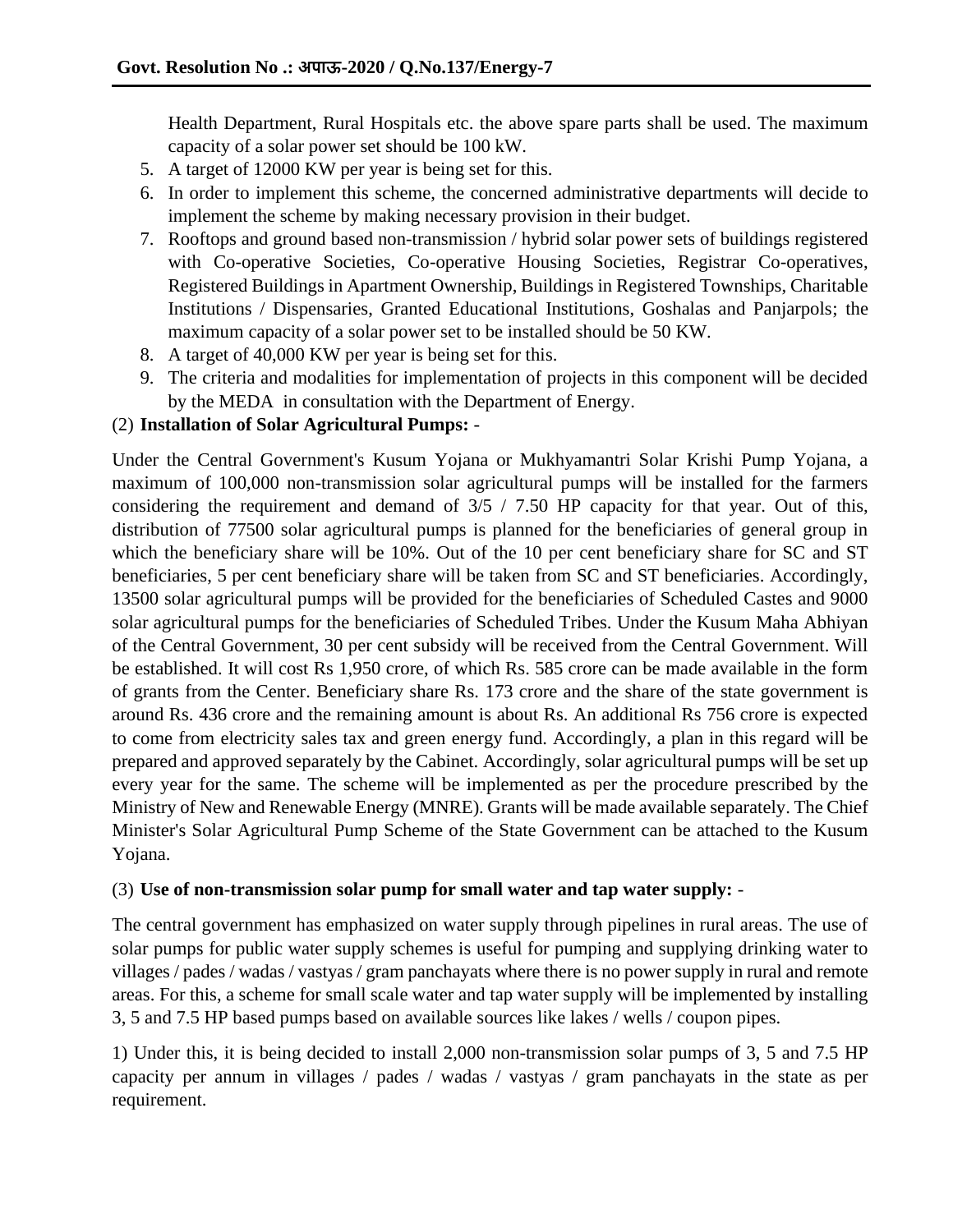Health Department, Rural Hospitals etc. the above spare parts shall be used. The maximum capacity of a solar power set should be 100 kW.

5. A target of 12000 KW per year is being set for this.
6. In order to implement this scheme, the concerned administrative departments will decide to implement the scheme by making necessary provision in their budget.
7. Rooftops and ground based non-transmission / hybrid solar power sets of buildings registered with Co-operative Societies, Co-operative Housing Societies, Registrar Co-operatives, Registered Buildings in Apartment Ownership, Buildings in Registered Townships, Charitable Institutions / Dispensaries, Granted Educational Institutions, Goshalas and Panjarpols; the maximum capacity of a solar power set to be installed should be 50 KW.
8. A target of 40,000 KW per year is being set for this.
9. The criteria and modalities for implementation of projects in this component will be decided by the MEDA in consultation with the Department of Energy.

(2) **Installation of Solar Agricultural Pumps:** -

Under the Central Government's Kusum Yojana or Mukhyamantri Solar Krishi Pump Yojana, a maximum of 100,000 non-transmission solar agricultural pumps will be installed for the farmers considering the requirement and demand of 3/5 / 7.50 HP capacity for that year. Out of this, distribution of 77500 solar agricultural pumps is planned for the beneficiaries of general group in which the beneficiary share will be 10%. Out of the 10 per cent beneficiary share for SC and ST beneficiaries, 5 per cent beneficiary share will be taken from SC and ST beneficiaries. Accordingly, 13500 solar agricultural pumps will be provided for the beneficiaries of Scheduled Castes and 9000 solar agricultural pumps for the beneficiaries of Scheduled Tribes. Under the Kusum Maha Abhiyan of the Central Government, 30 per cent subsidy will be received from the Central Government. Will be established. It will cost Rs 1,950 crore, of which Rs. 585 crore can be made available in the form of grants from the Center. Beneficiary share Rs. 173 crore and the share of the state government is around Rs. 436 crore and the remaining amount is about Rs. An additional Rs 756 crore is expected to come from electricity sales tax and green energy fund. Accordingly, a plan in this regard will be prepared and approved separately by the Cabinet. Accordingly, solar agricultural pumps will be set up every year for the same. The scheme will be implemented as per the procedure prescribed by the Ministry of New and Renewable Energy (MNRE). Grants will be made available separately. The Chief Minister's Solar Agricultural Pump Scheme of the State Government can be attached to the Kusum Yojana.

(3) **Use of non-transmission solar pump for small water and tap water supply:** -

The central government has emphasized on water supply through pipelines in rural areas. The use of solar pumps for public water supply schemes is useful for pumping and supplying drinking water to villages / pades / vastyas / gram panchayats where there is no power supply in rural and remote areas. For this, a scheme for small scale water and tap water supply will be implemented by installing 3, 5 and 7.5 HP based pumps based on available sources like lakes / wells / coupon pipes.

1) Under this, it is being decided to install 2,000 non-transmission solar pumps of 3, 5 and 7.5 HP capacity per annum in villages / pades / wadas / vastyas / gram panchayats in the state as per requirement.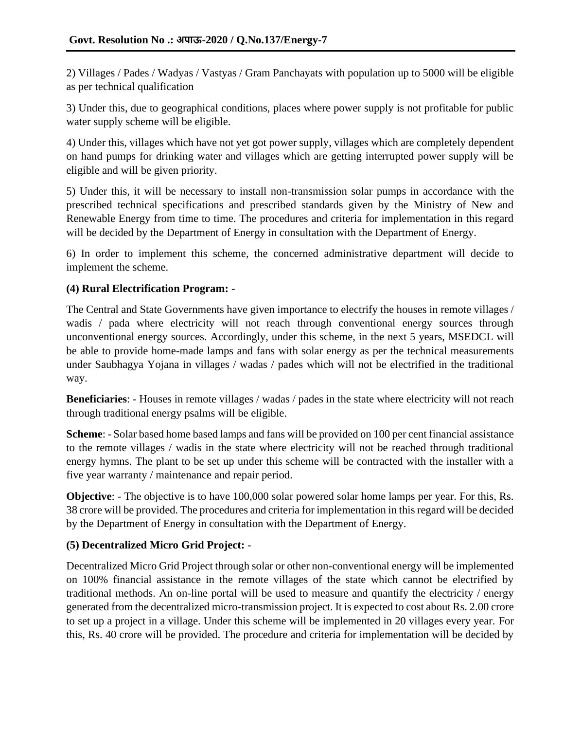2) Villages / Pades / Wadyas / Vastyas / Gram Panchayats with population up to 5000 will be eligible as per technical qualification

3) Under this, due to geographical conditions, places where power supply is not profitable for public water supply scheme will be eligible.

4) Under this, villages which have not yet got power supply, villages which are completely dependent on hand pumps for drinking water and villages which are getting interrupted power supply will be eligible and will be given priority.

5) Under this, it will be necessary to install non-transmission solar pumps in accordance with the prescribed technical specifications and prescribed standards given by the Ministry of New and Renewable Energy from time to time. The procedures and criteria for implementation in this regard will be decided by the Department of Energy in consultation with the Department of Energy.

6) In order to implement this scheme, the concerned administrative department will decide to implement the scheme.

**(4) Rural Electrification Program:** -

The Central and State Governments have given importance to electrify the houses in remote villages / wadis / pada where electricity will not reach through conventional energy sources through unconventional energy sources. Accordingly, under this scheme, in the next 5 years, MSEDCL will be able to provide home-made lamps and fans with solar energy as per the technical measurements under Saubhagya Yojana in villages / wadas / pades which will not be electrified in the traditional way.

**Beneficiaries**: - Houses in remote villages / wadas / pades in the state where electricity will not reach through traditional energy psalms will be eligible.

**Scheme**: - Solar based home based lamps and fans will be provided on 100 per cent financial assistance to the remote villages / wadis in the state where electricity will not be reached through traditional energy hymns. The plant to be set up under this scheme will be contracted with the installer with a five year warranty / maintenance and repair period.

**Objective**: - The objective is to have 100,000 solar powered solar home lamps per year. For this, Rs. 38 crore will be provided. The procedures and criteria for implementation in this regard will be decided by the Department of Energy in consultation with the Department of Energy.

**(5) Decentralized Micro Grid Project:** -

Decentralized Micro Grid Project through solar or other non-conventional energy will be implemented on 100% financial assistance in the remote villages of the state which cannot be electrified by traditional methods. An on-line portal will be used to measure and quantify the electricity / energy generated from the decentralized micro-transmission project. It is expected to cost about Rs. 2.00 crore to set up a project in a village. Under this scheme will be implemented in 20 villages every year. For this, Rs. 40 crore will be provided. The procedure and criteria for implementation will be decided by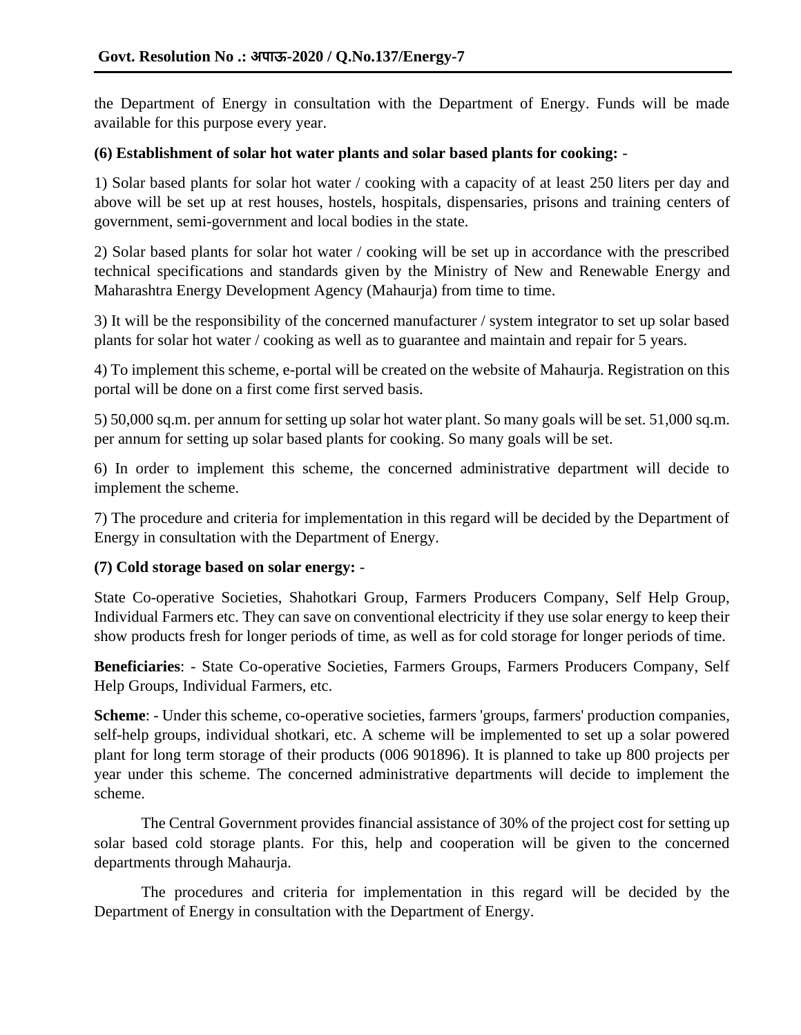the Department of Energy in consultation with the Department of Energy. Funds will be made available for this purpose every year.

**(6) Establishment of solar hot water plants and solar based plants for cooking:** -

1) Solar based plants for solar hot water / cooking with a capacity of at least 250 liters per day and above will be set up at rest houses, hostels, hospitals, dispensaries, prisons and training centers of government, semi-government and local bodies in the state.

2) Solar based plants for solar hot water / cooking will be set up in accordance with the prescribed technical specifications and standards given by the Ministry of New and Renewable Energy and Maharashtra Energy Development Agency (Mahaurja) from time to time.

3) It will be the responsibility of the concerned manufacturer / system integrator to set up solar based plants for solar hot water / cooking as well as to guarantee and maintain and repair for 5 years.

4) To implement this scheme, e-portal will be created on the website of Mahaurja. Registration on this portal will be done on a first come first served basis.

5) 50,000 sq.m. per annum for setting up solar hot water plant. So many goals will be set. 51,000 sq.m. per annum for setting up solar based plants for cooking. So many goals will be set.

6) In order to implement this scheme, the concerned administrative department will decide to implement the scheme.

7) The procedure and criteria for implementation in this regard will be decided by the Department of Energy in consultation with the Department of Energy.

**(7) Cold storage based on solar energy:** -

State Co-operative Societies, Shahotkari Group, Farmers Producers Company, Self Help Group, Individual Farmers etc. They can save on conventional electricity if they use solar energy to keep their show products fresh for longer periods of time, as well as for cold storage for longer periods of time.

**Beneficiaries**: - State Co-operative Societies, Farmers Groups, Farmers Producers Company, Self Help Groups, Individual Farmers, etc.

**Scheme**: - Under this scheme, co-operative societies, farmers 'groups, farmers' production companies, self-help groups, individual shotkari, etc. A scheme will be implemented to set up a solar powered plant for long term storage of their products (006 901896). It is planned to take up 800 projects per year under this scheme. The concerned administrative departments will decide to implement the scheme.

The Central Government provides financial assistance of 30% of the project cost for setting up solar based cold storage plants. For this, help and cooperation will be given to the concerned departments through Mahaurja.

The procedures and criteria for implementation in this regard will be decided by the Department of Energy in consultation with the Department of Energy.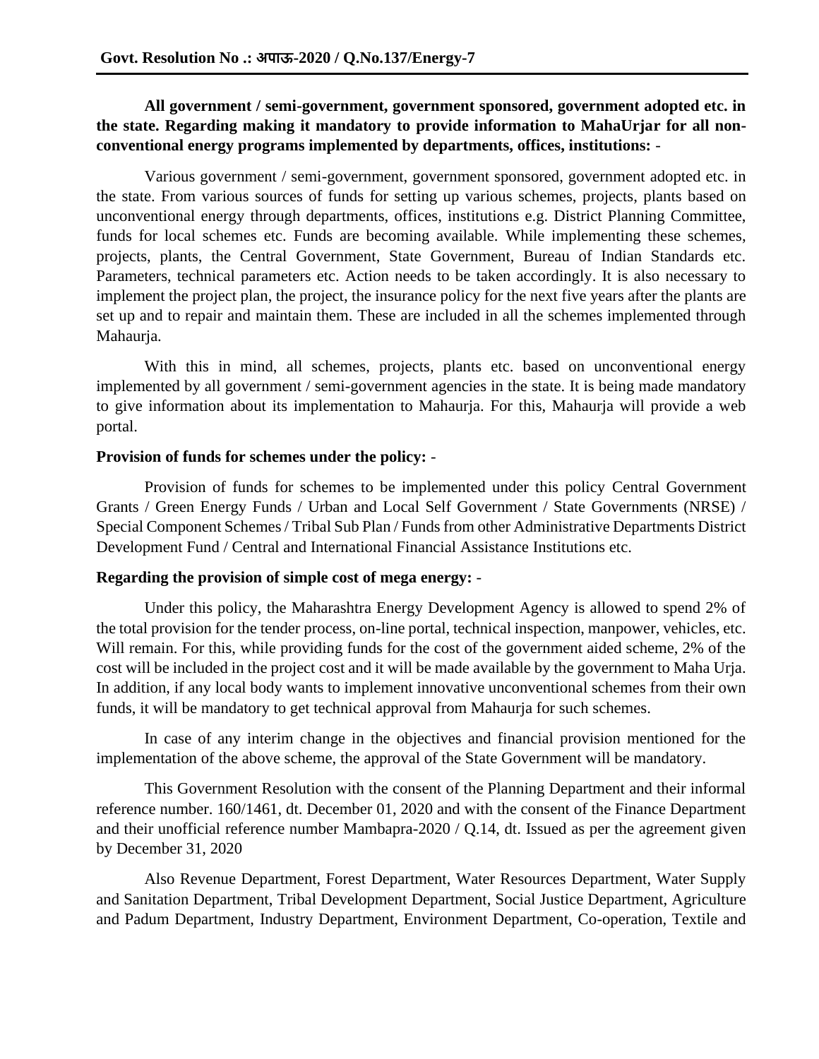**Govt. Resolution No .: अपाऊ-2020 / Q.No.137/Energy-7**

**All government / semi-government, government sponsored, government adopted etc. in the state. Regarding making it mandatory to provide information to MahaUrjar for all non-conventional energy programs implemented by departments, offices, institutions:** -

Various government / semi-government, government sponsored, government adopted etc. in the state. From various sources of funds for setting up various schemes, projects, plants based on unconventional energy through departments, offices, institutions e.g. District Planning Committee, funds for local schemes etc. Funds are becoming available. While implementing these schemes, projects, plants, the Central Government, State Government, Bureau of Indian Standards etc. Parameters, technical parameters etc. Action needs to be taken accordingly. It is also necessary to implement the project plan, the project, the insurance policy for the next five years after the plants are set up and to repair and maintain them. These are included in all the schemes implemented through Mahaurja.

With this in mind, all schemes, projects, plants etc. based on unconventional energy implemented by all government / semi-government agencies in the state. It is being made mandatory to give information about its implementation to Mahaurja. For this, Mahaurja will provide a web portal.

**Provision of funds for schemes under the policy:** -

Provision of funds for schemes to be implemented under this policy Central Government Grants / Green Energy Funds / Urban and Local Self Government / State Governments (NRSE) / Special Component Schemes / Tribal Sub Plan / Funds from other Administrative Departments District Development Fund / Central and International Financial Assistance Institutions etc.

**Regarding the provision of simple cost of mega energy:** -

Under this policy, the Maharashtra Energy Development Agency is allowed to spend 2% of the total provision for the tender process, on-line portal, technical inspection, manpower, vehicles, etc. Will remain. For this, while providing funds for the cost of the government aided scheme, 2% of the cost will be included in the project cost and it will be made available by the government to Maha Urja. In addition, if any local body wants to implement innovative unconventional schemes from their own funds, it will be mandatory to get technical approval from Mahaurja for such schemes.

In case of any interim change in the objectives and financial provision mentioned for the implementation of the above scheme, the approval of the State Government will be mandatory.

This Government Resolution with the consent of the Planning Department and their informal reference number. 160/1461, dt. December 01, 2020 and with the consent of the Finance Department and their unofficial reference number Mambapra-2020 / Q.14, dt. Issued as per the agreement given by December 31, 2020

Also Revenue Department, Forest Department, Water Resources Department, Water Supply and Sanitation Department, Tribal Development Department, Social Justice Department, Agriculture and Padum Department, Industry Department, Environment Department, Co-operation, Textile and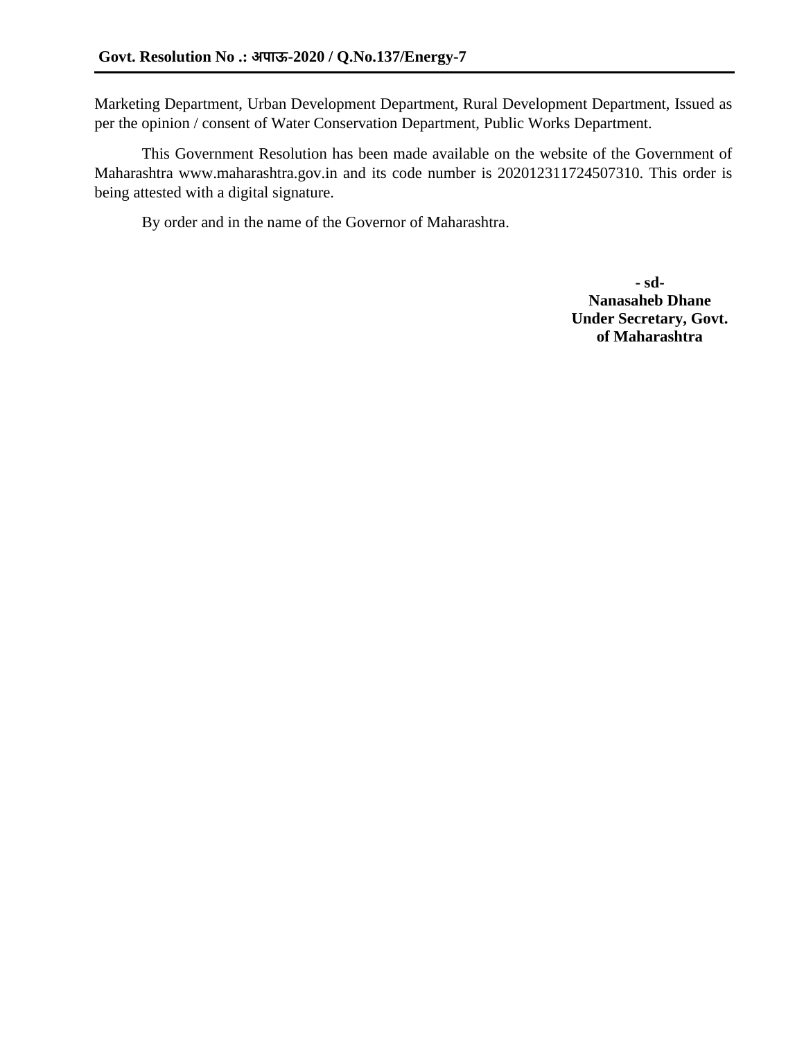Marketing Department, Urban Development Department, Rural Development Department, Issued as per the opinion / consent of Water Conservation Department, Public Works Department.

This Government Resolution has been made available on the website of the Government of Maharashtra www.maharashtra.gov.in and its code number is 202012311724507310. This order is being attested with a digital signature.

By order and in the name of the Governor of Maharashtra.

**- sd-**
**Nanasaheb Dhane**
**Under Secretary, Govt. of Maharashtra**